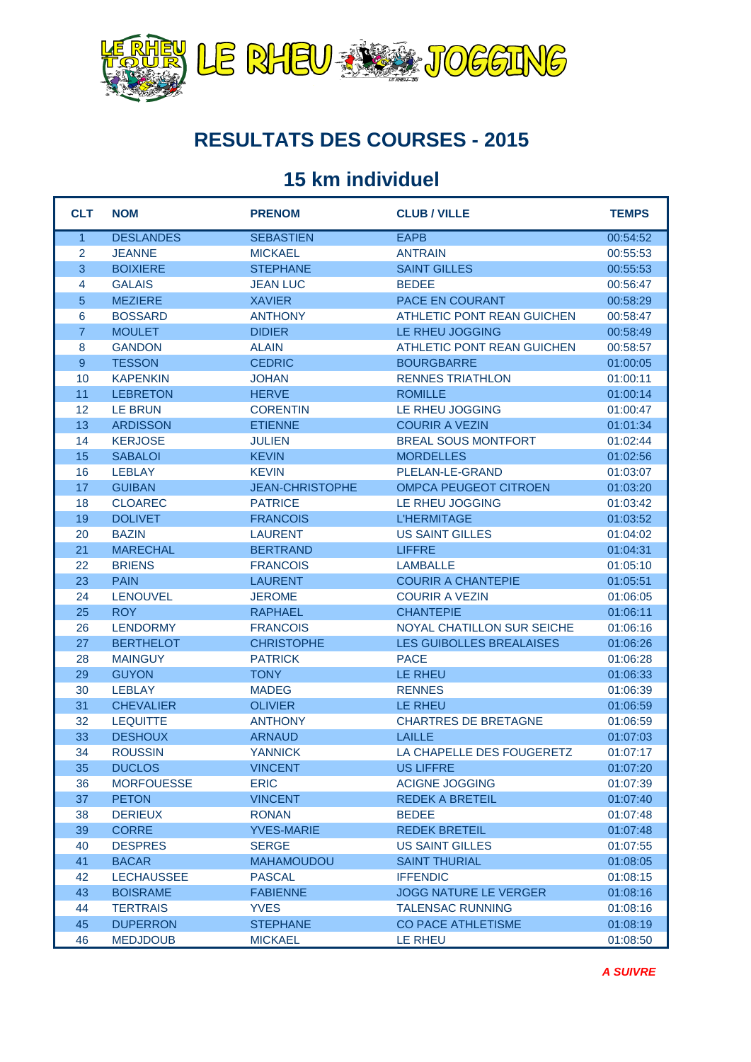# RESULTATS DES COURSES - 2015

## 15 km individuel

| CLT | NOM | PRENOM | CLUB / VILLE | TEMPS |
|---|---|---|---|---|
| 1 | DESLANDES | SEBASTIEN | EAPB | 00:54:52 |
| 2 | JEANNE | MICKAEL | ANTRAIN | 00:55:53 |
| 3 | BOIXIERE | STEPHANE | SAINT GILLES | 00:55:53 |
| 4 | GALAIS | JEAN LUC | BEDEE | 00:56:47 |
| 5 | MEZIERE | XAVIER | PACE EN COURANT | 00:58:29 |
| 6 | BOSSARD | ANTHONY | ATHLETIC PONT REAN GUICHEN | 00:58:47 |
| 7 | MOULET | DIDIER | LE RHEU JOGGING | 00:58:49 |
| 8 | GANDON | ALAIN | ATHLETIC PONT REAN GUICHEN | 00:58:57 |
| 9 | TESSON | CEDRIC | BOURGBARRE | 01:00:05 |
| 10 | KAPENKIN | JOHAN | RENNES TRIATHLON | 01:00:11 |
| 11 | LEBRETON | HERVE | ROMILLE | 01:00:14 |
| 12 | LE BRUN | CORENTIN | LE RHEU JOGGING | 01:00:47 |
| 13 | ARDISSON | ETIENNE | COURIR A VEZIN | 01:01:34 |
| 14 | KERJOSE | JULIEN | BREAL SOUS MONTFORT | 01:02:44 |
| 15 | SABALOI | KEVIN | MORDELLES | 01:02:56 |
| 16 | LEBLAY | KEVIN | PLELAN-LE-GRAND | 01:03:07 |
| 17 | GUIBAN | JEAN-CHRISTOPHE | OMPCA PEUGEOT CITROEN | 01:03:20 |
| 18 | CLOAREC | PATRICE | LE RHEU JOGGING | 01:03:42 |
| 19 | DOLIVET | FRANCOIS | L'HERMITAGE | 01:03:52 |
| 20 | BAZIN | LAURENT | US SAINT GILLES | 01:04:02 |
| 21 | MARECHAL | BERTRAND | LIFFRE | 01:04:31 |
| 22 | BRIENS | FRANCOIS | LAMBALLE | 01:05:10 |
| 23 | PAIN | LAURENT | COURIR A CHANTEPIE | 01:05:51 |
| 24 | LENOUVEL | JEROME | COURIR A VEZIN | 01:06:05 |
| 25 | ROY | RAPHAEL | CHANTEPIE | 01:06:11 |
| 26 | LENDORMY | FRANCOIS | NOYAL CHATILLON SUR SEICHE | 01:06:16 |
| 27 | BERTHELOT | CHRISTOPHE | LES GUIBOLLES BREALAISES | 01:06:26 |
| 28 | MAINGUY | PATRICK | PACE | 01:06:28 |
| 29 | GUYON | TONY | LE RHEU | 01:06:33 |
| 30 | LEBLAY | MADEG | RENNES | 01:06:39 |
| 31 | CHEVALIER | OLIVIER | LE RHEU | 01:06:59 |
| 32 | LEQUITTE | ANTHONY | CHARTRES DE BRETAGNE | 01:06:59 |
| 33 | DESHOUX | ARNAUD | LAILLE | 01:07:03 |
| 34 | ROUSSIN | YANNICK | LA CHAPELLE DES FOUGERETZ | 01:07:17 |
| 35 | DUCLOS | VINCENT | US LIFFRE | 01:07:20 |
| 36 | MORFOUESSE | ERIC | ACIGNE JOGGING | 01:07:39 |
| 37 | PETON | VINCENT | REDEK A BRETEIL | 01:07:40 |
| 38 | DERIEUX | RONAN | BEDEE | 01:07:48 |
| 39 | CORRE | YVES-MARIE | REDEK BRETEIL | 01:07:48 |
| 40 | DESPRES | SERGE | US SAINT GILLES | 01:07:55 |
| 41 | BACAR | MAHAMOUDOU | SAINT THURIAL | 01:08:05 |
| 42 | LECHAUSSEE | PASCAL | IFFENDIC | 01:08:15 |
| 43 | BOISRAME | FABIENNE | JOGG NATURE LE VERGER | 01:08:16 |
| 44 | TERTRAIS | YVES | TALENSAC RUNNING | 01:08:16 |
| 45 | DUPERRON | STEPHANE | CO PACE ATHLETISME | 01:08:19 |
| 46 | MEDJDOUB | MICKAEL | LE RHEU | 01:08:50 |

***A SUIVRE***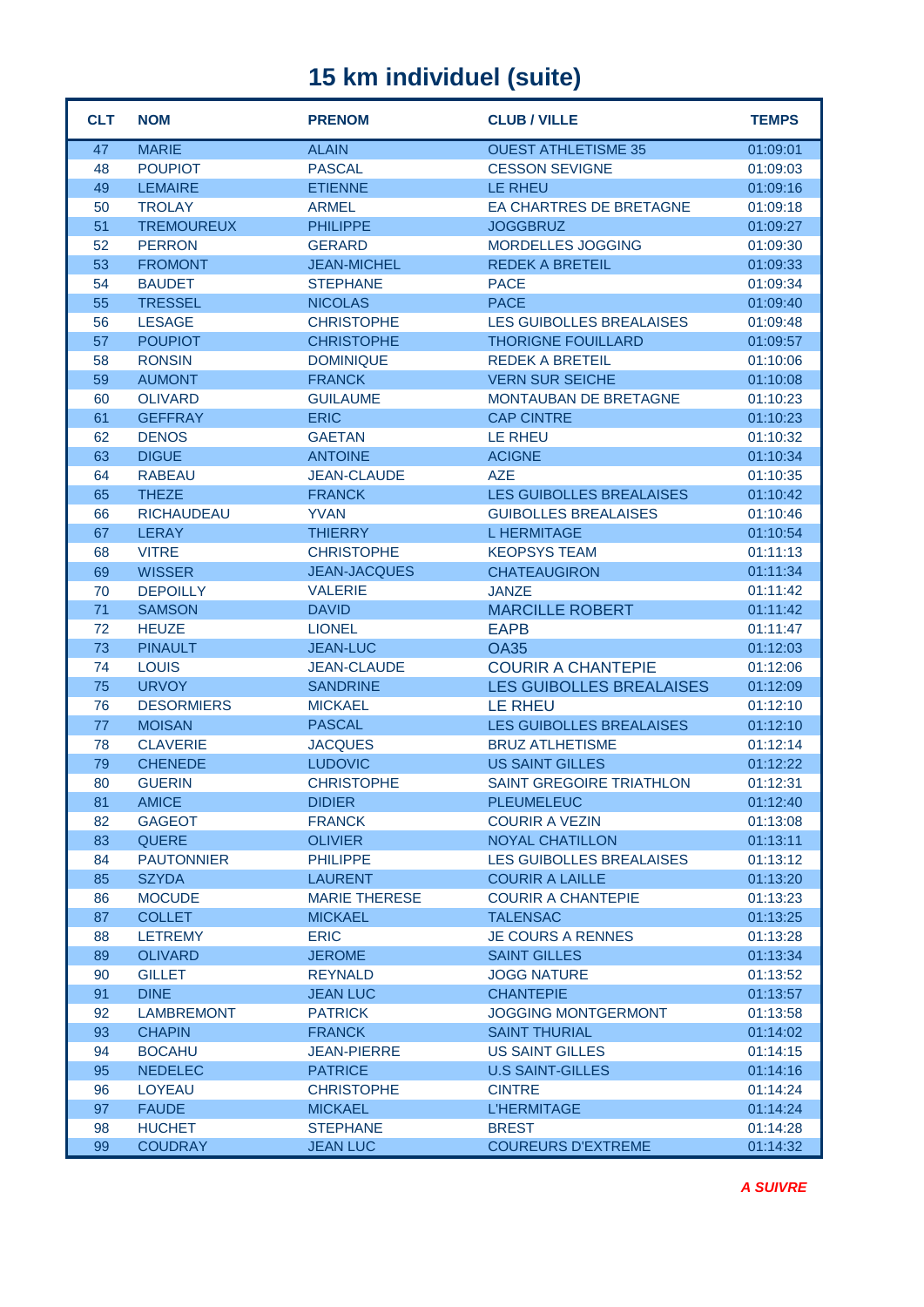# 15 km individuel (suite)

| CLT | NOM | PRENOM | CLUB / VILLE | TEMPS |
|---|---|---|---|---|
| 47 | MARIE | ALAIN | OUEST ATHLETISME 35 | 01:09:01 |
| 48 | POUPIOT | PASCAL | CESSON SEVIGNE | 01:09:03 |
| 49 | LEMAIRE | ETIENNE | LE RHEU | 01:09:16 |
| 50 | TROLAY | ARMEL | EA CHARTRES DE BRETAGNE | 01:09:18 |
| 51 | TREMOUREUX | PHILIPPE | JOGGBRUZ | 01:09:27 |
| 52 | PERRON | GERARD | MORDELLES JOGGING | 01:09:30 |
| 53 | FROMONT | JEAN-MICHEL | REDEK A BRETEIL | 01:09:33 |
| 54 | BAUDET | STEPHANE | PACE | 01:09:34 |
| 55 | TRESSEL | NICOLAS | PACE | 01:09:40 |
| 56 | LESAGE | CHRISTOPHE | LES GUIBOLLES BREALAISES | 01:09:48 |
| 57 | POUPIOT | CHRISTOPHE | THORIGNE FOUILLARD | 01:09:57 |
| 58 | RONSIN | DOMINIQUE | REDEK A BRETEIL | 01:10:06 |
| 59 | AUMONT | FRANCK | VERN SUR SEICHE | 01:10:08 |
| 60 | OLIVARD | GUILAUME | MONTAUBAN DE BRETAGNE | 01:10:23 |
| 61 | GEFFRAY | ERIC | CAP CINTRE | 01:10:23 |
| 62 | DENOS | GAETAN | LE RHEU | 01:10:32 |
| 63 | DIGUE | ANTOINE | ACIGNE | 01:10:34 |
| 64 | RABEAU | JEAN-CLAUDE | AZE | 01:10:35 |
| 65 | THEZE | FRANCK | LES GUIBOLLES BREALAISES | 01:10:42 |
| 66 | RICHAUDEAU | YVAN | GUIBOLLES BREALAISES | 01:10:46 |
| 67 | LERAY | THIERRY | L HERMITAGE | 01:10:54 |
| 68 | VITRE | CHRISTOPHE | KEOPSYS TEAM | 01:11:13 |
| 69 | WISSER | JEAN-JACQUES | CHATEAUGIRON | 01:11:34 |
| 70 | DEPOILLY | VALERIE | JANZE | 01:11:42 |
| 71 | SAMSON | DAVID | MARCILLE ROBERT | 01:11:42 |
| 72 | HEUZE | LIONEL | EAPB | 01:11:47 |
| 73 | PINAULT | JEAN-LUC | OA35 | 01:12:03 |
| 74 | LOUIS | JEAN-CLAUDE | COURIR A CHANTEPIE | 01:12:06 |
| 75 | URVOY | SANDRINE | LES GUIBOLLES BREALAISES | 01:12:09 |
| 76 | DESORMIERS | MICKAEL | LE RHEU | 01:12:10 |
| 77 | MOISAN | PASCAL | LES GUIBOLLES BREALAISES | 01:12:10 |
| 78 | CLAVERIE | JACQUES | BRUZ ATLHETISME | 01:12:14 |
| 79 | CHENEDE | LUDOVIC | US SAINT GILLES | 01:12:22 |
| 80 | GUERIN | CHRISTOPHE | SAINT GREGOIRE TRIATHLON | 01:12:31 |
| 81 | AMICE | DIDIER | PLEUMELEUC | 01:12:40 |
| 82 | GAGEOT | FRANCK | COURIR A VEZIN | 01:13:08 |
| 83 | QUERE | OLIVIER | NOYAL CHATILLON | 01:13:11 |
| 84 | PAUTONNIER | PHILIPPE | LES GUIBOLLES BREALAISES | 01:13:12 |
| 85 | SZYDA | LAURENT | COURIR A LAILLE | 01:13:20 |
| 86 | MOCUDE | MARIE THERESE | COURIR A CHANTEPIE | 01:13:23 |
| 87 | COLLET | MICKAEL | TALENSAC | 01:13:25 |
| 88 | LETREMY | ERIC | JE COURS A RENNES | 01:13:28 |
| 89 | OLIVARD | JEROME | SAINT GILLES | 01:13:34 |
| 90 | GILLET | REYNALD | JOGG NATURE | 01:13:52 |
| 91 | DINE | JEAN LUC | CHANTEPIE | 01:13:57 |
| 92 | LAMBREMONT | PATRICK | JOGGING MONTGERMONT | 01:13:58 |
| 93 | CHAPIN | FRANCK | SAINT THURIAL | 01:14:02 |
| 94 | BOCAHU | JEAN-PIERRE | US SAINT GILLES | 01:14:15 |
| 95 | NEDELEC | PATRICE | U.S SAINT-GILLES | 01:14:16 |
| 96 | LOYEAU | CHRISTOPHE | CINTRE | 01:14:24 |
| 97 | FAUDE | MICKAEL | L'HERMITAGE | 01:14:24 |
| 98 | HUCHET | STEPHANE | BREST | 01:14:28 |
| 99 | COUDRAY | JEAN LUC | COUREURS D'EXTREME | 01:14:32 |

***A SUIVRE***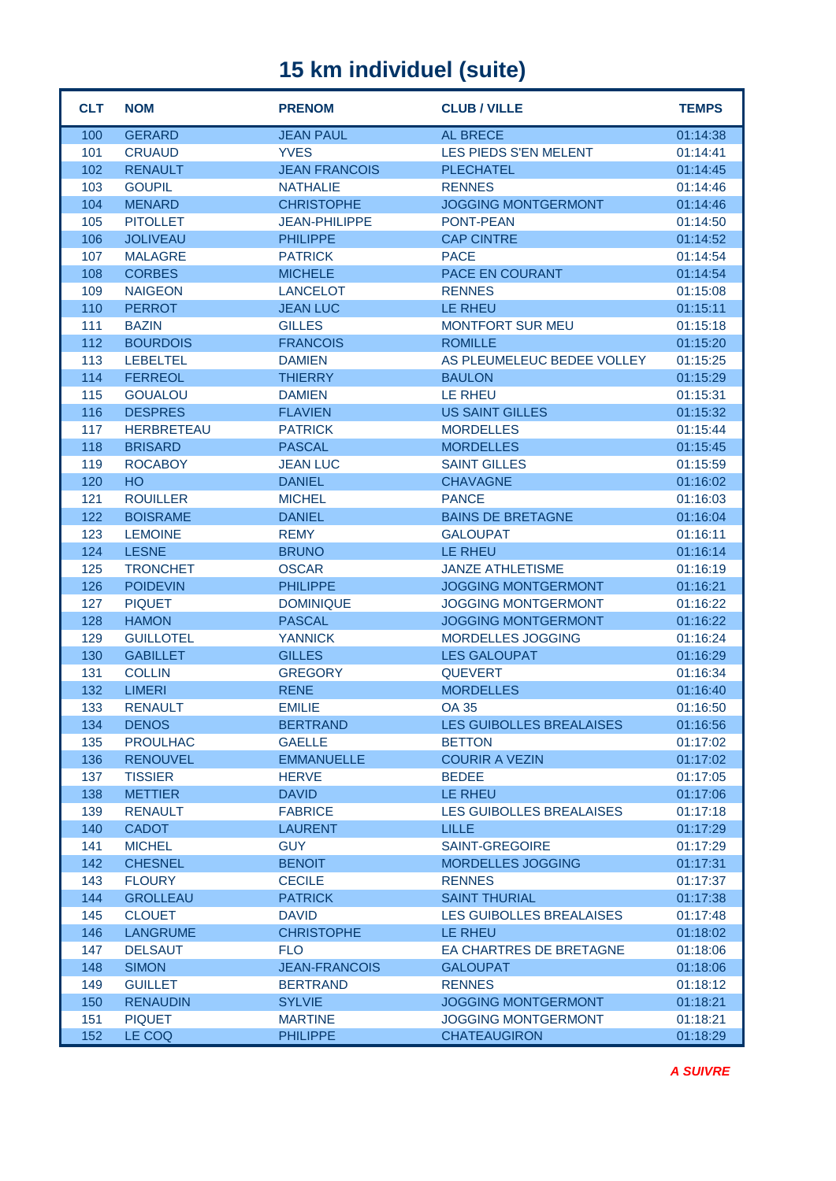# 15 km individuel (suite)

| CLT | NOM | PRENOM | CLUB / VILLE | TEMPS |
|---|---|---|---|---|
| 100 | GERARD | JEAN PAUL | AL BRECE | 01:14:38 |
| 101 | CRUAUD | YVES | LES PIEDS S'EN MELENT | 01:14:41 |
| 102 | RENAULT | JEAN FRANCOIS | PLECHATEL | 01:14:45 |
| 103 | GOUPIL | NATHALIE | RENNES | 01:14:46 |
| 104 | MENARD | CHRISTOPHE | JOGGING MONTGERMONT | 01:14:46 |
| 105 | PITOLLET | JEAN-PHILIPPE | PONT-PEAN | 01:14:50 |
| 106 | JOLIVEAU | PHILIPPE | CAP CINTRE | 01:14:52 |
| 107 | MALAGRE | PATRICK | PACE | 01:14:54 |
| 108 | CORBES | MICHELE | PACE EN COURANT | 01:14:54 |
| 109 | NAIGEON | LANCELOT | RENNES | 01:15:08 |
| 110 | PERROT | JEAN LUC | LE RHEU | 01:15:11 |
| 111 | BAZIN | GILLES | MONTFORT SUR MEU | 01:15:18 |
| 112 | BOURDOIS | FRANCOIS | ROMILLE | 01:15:20 |
| 113 | LEBELTEL | DAMIEN | AS PLEUMELEUC BEDEE VOLLEY | 01:15:25 |
| 114 | FERREOL | THIERRY | BAULON | 01:15:29 |
| 115 | GOUALOU | DAMIEN | LE RHEU | 01:15:31 |
| 116 | DESPRES | FLAVIEN | US SAINT GILLES | 01:15:32 |
| 117 | HERBRETEAU | PATRICK | MORDELLES | 01:15:44 |
| 118 | BRISARD | PASCAL | MORDELLES | 01:15:45 |
| 119 | ROCABOY | JEAN LUC | SAINT GILLES | 01:15:59 |
| 120 | HO | DANIEL | CHAVAGNE | 01:16:02 |
| 121 | ROUILLER | MICHEL | PANCE | 01:16:03 |
| 122 | BOISRAME | DANIEL | BAINS DE BRETAGNE | 01:16:04 |
| 123 | LEMOINE | REMY | GALOUPAT | 01:16:11 |
| 124 | LESNE | BRUNO | LE RHEU | 01:16:14 |
| 125 | TRONCHET | OSCAR | JANZE ATHLETISME | 01:16:19 |
| 126 | POIDEVIN | PHILIPPE | JOGGING MONTGERMONT | 01:16:21 |
| 127 | PIQUET | DOMINIQUE | JOGGING MONTGERMONT | 01:16:22 |
| 128 | HAMON | PASCAL | JOGGING MONTGERMONT | 01:16:22 |
| 129 | GUILLOTEL | YANNICK | MORDELLES JOGGING | 01:16:24 |
| 130 | GABILLET | GILLES | LES GALOUPAT | 01:16:29 |
| 131 | COLLIN | GREGORY | QUEVERT | 01:16:34 |
| 132 | LIMERI | RENE | MORDELLES | 01:16:40 |
| 133 | RENAULT | EMILIE | OA 35 | 01:16:50 |
| 134 | DENOS | BERTRAND | LES GUIBOLLES BREALAISES | 01:16:56 |
| 135 | PROULHAC | GAELLE | BETTON | 01:17:02 |
| 136 | RENOUVEL | EMMANUELLE | COURIR A VEZIN | 01:17:02 |
| 137 | TISSIER | HERVE | BEDEE | 01:17:05 |
| 138 | METTIER | DAVID | LE RHEU | 01:17:06 |
| 139 | RENAULT | FABRICE | LES GUIBOLLES BREALAISES | 01:17:18 |
| 140 | CADOT | LAURENT | LILLE | 01:17:29 |
| 141 | MICHEL | GUY | SAINT-GREGOIRE | 01:17:29 |
| 142 | CHESNEL | BENOIT | MORDELLES JOGGING | 01:17:31 |
| 143 | FLOURY | CECILE | RENNES | 01:17:37 |
| 144 | GROLLEAU | PATRICK | SAINT THURIAL | 01:17:38 |
| 145 | CLOUET | DAVID | LES GUIBOLLES BREALAISES | 01:17:48 |
| 146 | LANGRUME | CHRISTOPHE | LE RHEU | 01:18:02 |
| 147 | DELSAUT | FLO | EA CHARTRES DE BRETAGNE | 01:18:06 |
| 148 | SIMON | JEAN-FRANCOIS | GALOUPAT | 01:18:06 |
| 149 | GUILLET | BERTRAND | RENNES | 01:18:12 |
| 150 | RENAUDIN | SYLVIE | JOGGING MONTGERMONT | 01:18:21 |
| 151 | PIQUET | MARTINE | JOGGING MONTGERMONT | 01:18:21 |
| 152 | LE COQ | PHILIPPE | CHATEAUGIRON | 01:18:29 |

*A SUIVRE*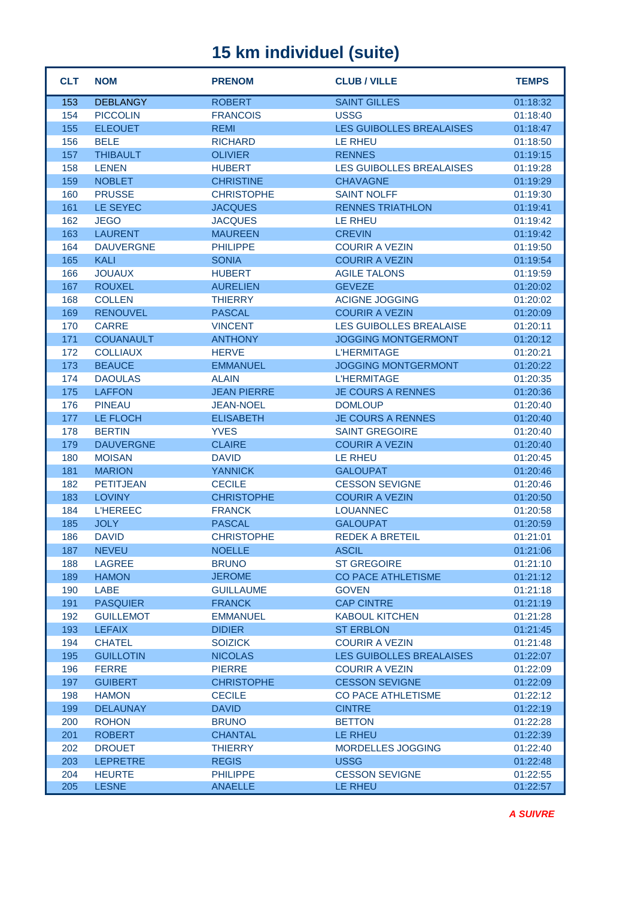# 15 km individuel (suite)

| CLT | NOM | PRENOM | CLUB / VILLE | TEMPS |
|---|---|---|---|---|
| 153 | DEBLANGY | ROBERT | SAINT GILLES | 01:18:32 |
| 154 | PICCOLIN | FRANCOIS | USSG | 01:18:40 |
| 155 | ELEOUET | REMI | LES GUIBOLLES BREALAISES | 01:18:47 |
| 156 | BELE | RICHARD | LE RHEU | 01:18:50 |
| 157 | THIBAULT | OLIVIER | RENNES | 01:19:15 |
| 158 | LENEN | HUBERT | LES GUIBOLLES BREALAISES | 01:19:28 |
| 159 | NOBLET | CHRISTINE | CHAVAGNE | 01:19:29 |
| 160 | PRUSSE | CHRISTOPHE | SAINT NOLFF | 01:19:30 |
| 161 | LE SEYEC | JACQUES | RENNES TRIATHLON | 01:19:41 |
| 162 | JEGO | JACQUES | LE RHEU | 01:19:42 |
| 163 | LAURENT | MAUREEN | CREVIN | 01:19:42 |
| 164 | DAUVERGNE | PHILIPPE | COURIR A VEZIN | 01:19:50 |
| 165 | KALI | SONIA | COURIR A VEZIN | 01:19:54 |
| 166 | JOUAUX | HUBERT | AGILE TALONS | 01:19:59 |
| 167 | ROUXEL | AURELIEN | GEVEZE | 01:20:02 |
| 168 | COLLEN | THIERRY | ACIGNE JOGGING | 01:20:02 |
| 169 | RENOUVEL | PASCAL | COURIR A VEZIN | 01:20:09 |
| 170 | CARRE | VINCENT | LES GUIBOLLES BREALAISE | 01:20:11 |
| 171 | COUANAULT | ANTHONY | JOGGING MONTGERMONT | 01:20:12 |
| 172 | COLLIAUX | HERVE | L'HERMITAGE | 01:20:21 |
| 173 | BEAUCE | EMMANUEL | JOGGING MONTGERMONT | 01:20:22 |
| 174 | DAOULAS | ALAIN | L'HERMITAGE | 01:20:35 |
| 175 | LAFFON | JEAN PIERRE | JE COURS A RENNES | 01:20:36 |
| 176 | PINEAU | JEAN-NOEL | DOMLOUP | 01:20:40 |
| 177 | LE FLOCH | ELISABETH | JE COURS A RENNES | 01:20:40 |
| 178 | BERTIN | YVES | SAINT GREGOIRE | 01:20:40 |
| 179 | DAUVERGNE | CLAIRE | COURIR A VEZIN | 01:20:40 |
| 180 | MOISAN | DAVID | LE RHEU | 01:20:45 |
| 181 | MARION | YANNICK | GALOUPAT | 01:20:46 |
| 182 | PETITJEAN | CECILE | CESSON SEVIGNE | 01:20:46 |
| 183 | LOVINY | CHRISTOPHE | COURIR A VEZIN | 01:20:50 |
| 184 | L'HEREEC | FRANCK | LOUANNEC | 01:20:58 |
| 185 | JOLY | PASCAL | GALOUPAT | 01:20:59 |
| 186 | DAVID | CHRISTOPHE | REDEK A BRETEIL | 01:21:01 |
| 187 | NEVEU | NOELLE | ASCIL | 01:21:06 |
| 188 | LAGREE | BRUNO | ST GREGOIRE | 01:21:10 |
| 189 | HAMON | JEROME | CO PACE ATHLETISME | 01:21:12 |
| 190 | LABE | GUILLAUME | GOVEN | 01:21:18 |
| 191 | PASQUIER | FRANCK | CAP CINTRE | 01:21:19 |
| 192 | GUILLEMOT | EMMANUEL | KABOUL KITCHEN | 01:21:28 |
| 193 | LEFAIX | DIDIER | ST ERBLON | 01:21:45 |
| 194 | CHATEL | SOIZICK | COURIR A VEZIN | 01:21:48 |
| 195 | GUILLOTIN | NICOLAS | LES GUIBOLLES BREALAISES | 01:22:07 |
| 196 | FERRE | PIERRE | COURIR A VEZIN | 01:22:09 |
| 197 | GUIBERT | CHRISTOPHE | CESSON SEVIGNE | 01:22:09 |
| 198 | HAMON | CECILE | CO PACE ATHLETISME | 01:22:12 |
| 199 | DELAUNAY | DAVID | CINTRE | 01:22:19 |
| 200 | ROHON | BRUNO | BETTON | 01:22:28 |
| 201 | ROBERT | CHANTAL | LE RHEU | 01:22:39 |
| 202 | DROUET | THIERRY | MORDELLES JOGGING | 01:22:40 |
| 203 | LEPRETRE | REGIS | USSG | 01:22:48 |
| 204 | HEURTE | PHILIPPE | CESSON SEVIGNE | 01:22:55 |
| 205 | LESNE | ANAELLE | LE RHEU | 01:22:57 |

*A SUIVRE*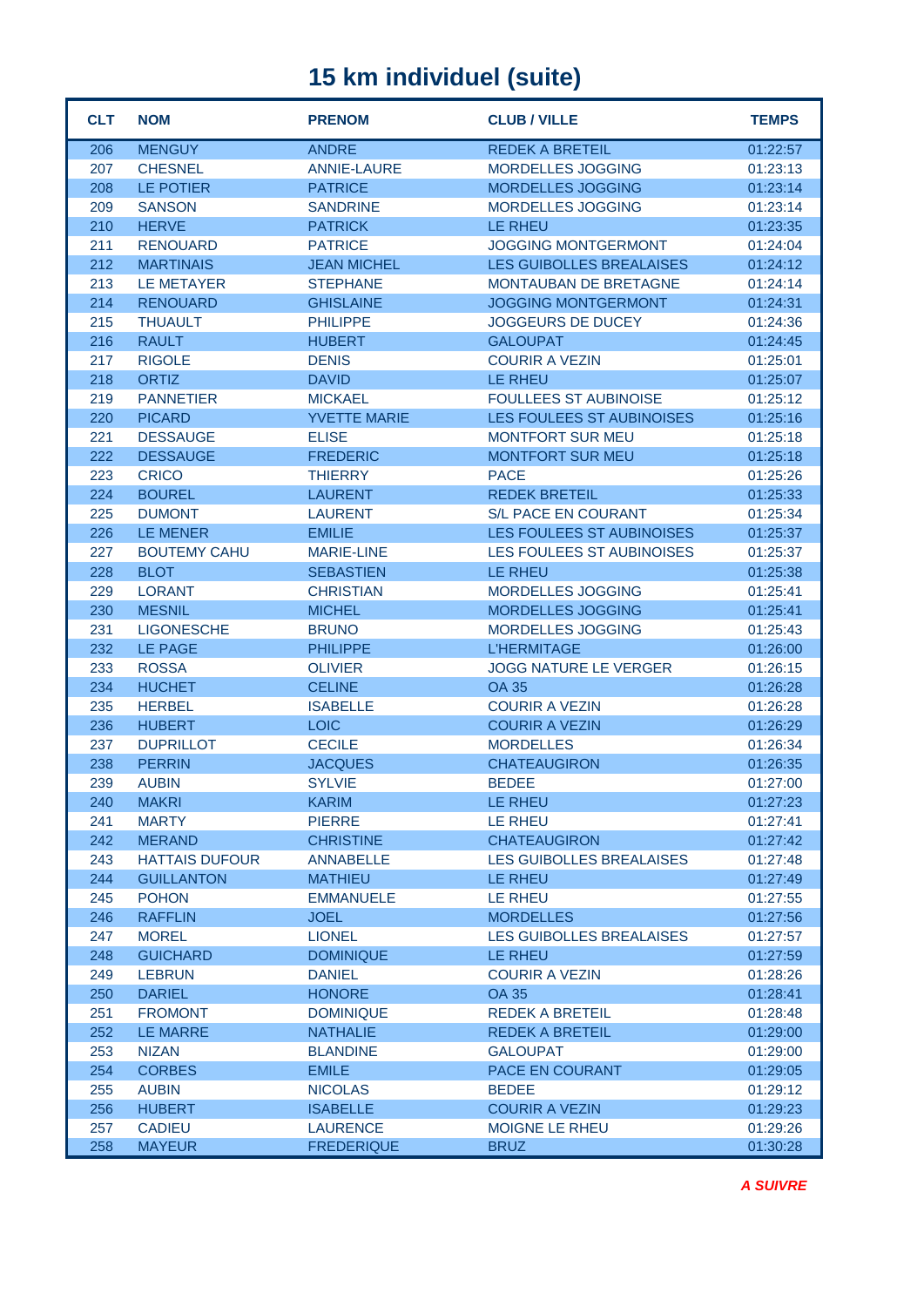# 15 km individuel (suite)

| CLT | NOM | PRENOM | CLUB / VILLE | TEMPS |
|---|---|---|---|---|
| 206 | MENGUY | ANDRE | REDEK A BRETEIL | 01:22:57 |
| 207 | CHESNEL | ANNIE-LAURE | MORDELLES JOGGING | 01:23:13 |
| 208 | LE POTIER | PATRICE | MORDELLES JOGGING | 01:23:14 |
| 209 | SANSON | SANDRINE | MORDELLES JOGGING | 01:23:14 |
| 210 | HERVE | PATRICK | LE RHEU | 01:23:35 |
| 211 | RENOUARD | PATRICE | JOGGING MONTGERMONT | 01:24:04 |
| 212 | MARTINAIS | JEAN MICHEL | LES GUIBOLLES BREALAISES | 01:24:12 |
| 213 | LE METAYER | STEPHANE | MONTAUBAN DE BRETAGNE | 01:24:14 |
| 214 | RENOUARD | GHISLAINE | JOGGING MONTGERMONT | 01:24:31 |
| 215 | THUAULT | PHILIPPE | JOGGEURS DE DUCEY | 01:24:36 |
| 216 | RAULT | HUBERT | GALOUPAT | 01:24:45 |
| 217 | RIGOLE | DENIS | COURIR A VEZIN | 01:25:01 |
| 218 | ORTIZ | DAVID | LE RHEU | 01:25:07 |
| 219 | PANNETIER | MICKAEL | FOULLEES ST AUBINOISE | 01:25:12 |
| 220 | PICARD | YVETTE MARIE | LES FOULEES ST AUBINOISES | 01:25:16 |
| 221 | DESSAUGE | ELISE | MONTFORT SUR MEU | 01:25:18 |
| 222 | DESSAUGE | FREDERIC | MONTFORT SUR MEU | 01:25:18 |
| 223 | CRICO | THIERRY | PACE | 01:25:26 |
| 224 | BOUREL | LAURENT | REDEK BRETEIL | 01:25:33 |
| 225 | DUMONT | LAURENT | S/L PACE EN COURANT | 01:25:34 |
| 226 | LE MENER | EMILIE | LES FOULEES ST AUBINOISES | 01:25:37 |
| 227 | BOUTEMY CAHU | MARIE-LINE | LES FOULEES ST AUBINOISES | 01:25:37 |
| 228 | BLOT | SEBASTIEN | LE RHEU | 01:25:38 |
| 229 | LORANT | CHRISTIAN | MORDELLES JOGGING | 01:25:41 |
| 230 | MESNIL | MICHEL | MORDELLES JOGGING | 01:25:41 |
| 231 | LIGONESCHE | BRUNO | MORDELLES JOGGING | 01:25:43 |
| 232 | LE PAGE | PHILIPPE | L'HERMITAGE | 01:26:00 |
| 233 | ROSSA | OLIVIER | JOGG NATURE LE VERGER | 01:26:15 |
| 234 | HUCHET | CELINE | OA 35 | 01:26:28 |
| 235 | HERBEL | ISABELLE | COURIR A VEZIN | 01:26:28 |
| 236 | HUBERT | LOIC | COURIR A VEZIN | 01:26:29 |
| 237 | DUPRILLOT | CECILE | MORDELLES | 01:26:34 |
| 238 | PERRIN | JACQUES | CHATEAUGIRON | 01:26:35 |
| 239 | AUBIN | SYLVIE | BEDEE | 01:27:00 |
| 240 | MAKRI | KARIM | LE RHEU | 01:27:23 |
| 241 | MARTY | PIERRE | LE RHEU | 01:27:41 |
| 242 | MERAND | CHRISTINE | CHATEAUGIRON | 01:27:42 |
| 243 | HATTAIS DUFOUR | ANNABELLE | LES GUIBOLLES BREALAISES | 01:27:48 |
| 244 | GUILLANTON | MATHIEU | LE RHEU | 01:27:49 |
| 245 | POHON | EMMANUELE | LE RHEU | 01:27:55 |
| 246 | RAFFLIN | JOEL | MORDELLES | 01:27:56 |
| 247 | MOREL | LIONEL | LES GUIBOLLES BREALAISES | 01:27:57 |
| 248 | GUICHARD | DOMINIQUE | LE RHEU | 01:27:59 |
| 249 | LEBRUN | DANIEL | COURIR A VEZIN | 01:28:26 |
| 250 | DARIEL | HONORE | OA 35 | 01:28:41 |
| 251 | FROMONT | DOMINIQUE | REDEK A BRETEIL | 01:28:48 |
| 252 | LE MARRE | NATHALIE | REDEK A BRETEIL | 01:29:00 |
| 253 | NIZAN | BLANDINE | GALOUPAT | 01:29:00 |
| 254 | CORBES | EMILE | PACE EN COURANT | 01:29:05 |
| 255 | AUBIN | NICOLAS | BEDEE | 01:29:12 |
| 256 | HUBERT | ISABELLE | COURIR A VEZIN | 01:29:23 |
| 257 | CADIEU | LAURENCE | MOIGNE LE RHEU | 01:29:26 |
| 258 | MAYEUR | FREDERIQUE | BRUZ | 01:30:28 |

***A SUIVRE***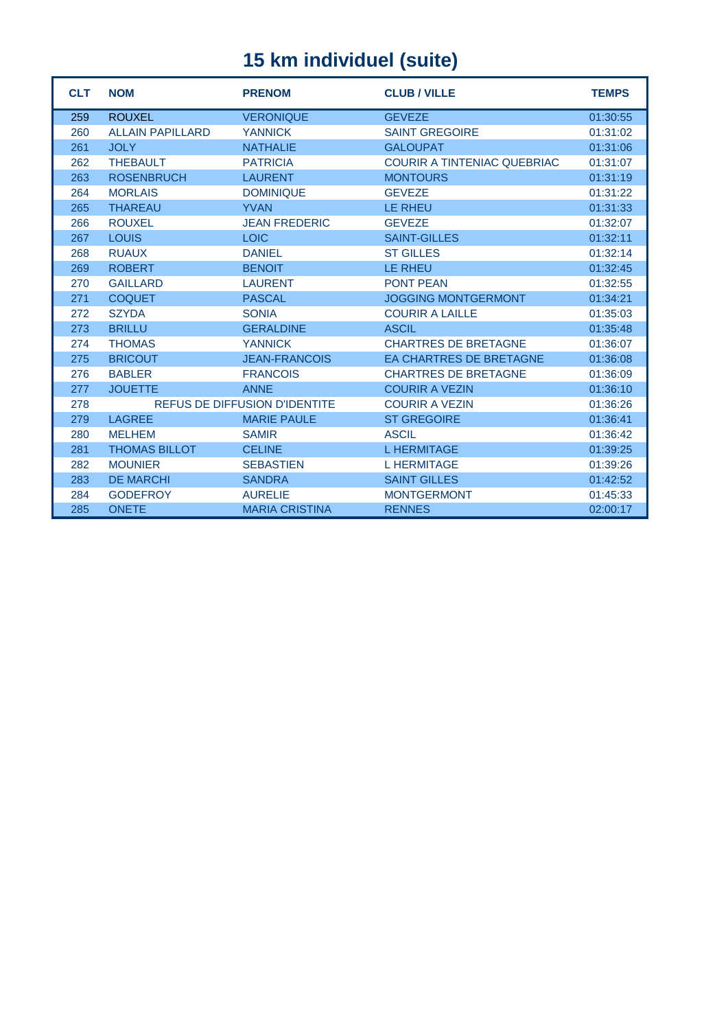# 15 km individuel (suite)

| CLT | NOM | PRENOM | CLUB / VILLE | TEMPS |
|---|---|---|---|---|
| 259 | ROUXEL | VERONIQUE | GEVEZE | 01:30:55 |
| 260 | ALLAIN PAPILLARD | YANNICK | SAINT GREGOIRE | 01:31:02 |
| 261 | JOLY | NATHALIE | GALOUPAT | 01:31:06 |
| 262 | THEBAULT | PATRICIA | COURIR A TINTENIAC QUEBRIAC | 01:31:07 |
| 263 | ROSENBRUCH | LAURENT | MONTOURS | 01:31:19 |
| 264 | MORLAIS | DOMINIQUE | GEVEZE | 01:31:22 |
| 265 | THAREAU | YVAN | LE RHEU | 01:31:33 |
| 266 | ROUXEL | JEAN FREDERIC | GEVEZE | 01:32:07 |
| 267 | LOUIS | LOIC | SAINT-GILLES | 01:32:11 |
| 268 | RUAUX | DANIEL | ST GILLES | 01:32:14 |
| 269 | ROBERT | BENOIT | LE RHEU | 01:32:45 |
| 270 | GAILLARD | LAURENT | PONT PEAN | 01:32:55 |
| 271 | COQUET | PASCAL | JOGGING MONTGERMONT | 01:34:21 |
| 272 | SZYDA | SONIA | COURIR A LAILLE | 01:35:03 |
| 273 | BRILLU | GERALDINE | ASCIL | 01:35:48 |
| 274 | THOMAS | YANNICK | CHARTRES DE BRETAGNE | 01:36:07 |
| 275 | BRICOUT | JEAN-FRANCOIS | EA CHARTRES DE BRETAGNE | 01:36:08 |
| 276 | BABLER | FRANCOIS | CHARTRES DE BRETAGNE | 01:36:09 |
| 277 | JOUETTE | ANNE | COURIR A VEZIN | 01:36:10 |
| 278 | REFUS DE DIFFUSION D'IDENTITE | | COURIR A VEZIN | 01:36:26 |
| 279 | LAGREE | MARIE PAULE | ST GREGOIRE | 01:36:41 |
| 280 | MELHEM | SAMIR | ASCIL | 01:36:42 |
| 281 | THOMAS BILLOT | CELINE | L HERMITAGE | 01:39:25 |
| 282 | MOUNIER | SEBASTIEN | L HERMITAGE | 01:39:26 |
| 283 | DE MARCHI | SANDRA | SAINT GILLES | 01:42:52 |
| 284 | GODEFROY | AURELIE | MONTGERMONT | 01:45:33 |
| 285 | ONETE | MARIA CRISTINA | RENNES | 02:00:17 |